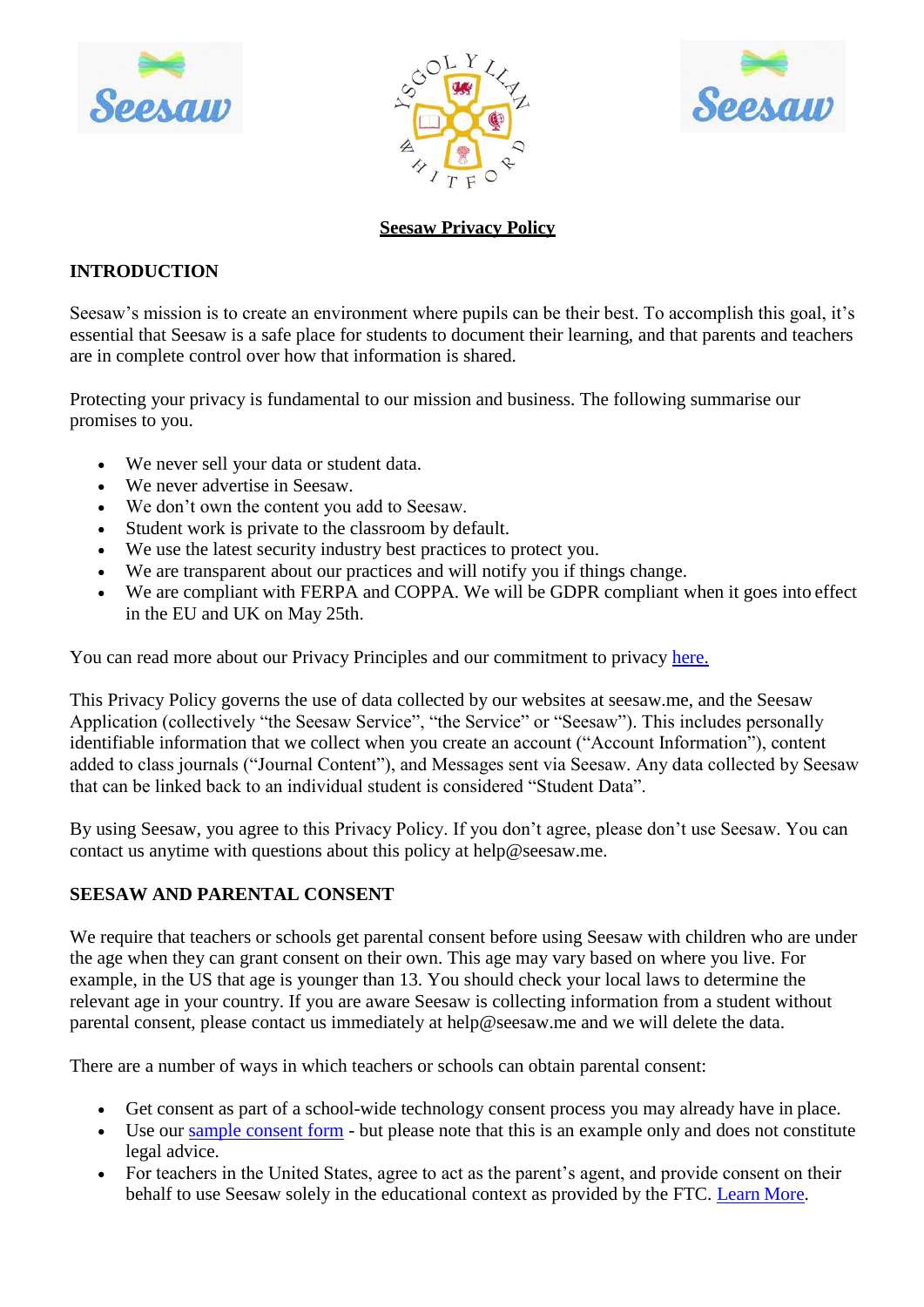# Seesaw Privacy Policy

## INTRODUCTION

Seesaw's mission is to create an environment where pupils can be their best. To accomplish this goal, it's essential that Seesaw is a safe place for students to document their learning, and that parents and teachers are in complete control over how that information is shared.

Protecting your privacy is fundamental to our mission and business. The following summarise our promises to you.

- We never sell your data or student data.
- We never advertise in Seesaw.
- We don't own the content you add to Seesaw.
- Student work is private to the classroom by default.
- We use the latest security industry best practices to protect you.
- We are transparent about our practices and will notify you if things change.
- We are compliant with FERPA and COPPA. We will be GDPR compliant when it goes into effect in the EU and UK on May 25th.

You can read more about our Privacy Principles and our commitment to privacy here.

This Privacy Policy governs the use of data collected by our websites at seesaw.me, and the Seesaw Application (collectively "the Seesaw Service", "the Service" or "Seesaw"). This includes personally identifiable information that we collect when you create an account ("Account Information"), content added to class journals ("Journal Content"), and Messages sent via Seesaw. Any data collected by Seesaw that can be linked back to an individual student is considered "Student Data".

By using Seesaw, you agree to this Privacy Policy. If you don't agree, please don't use Seesaw. You can contact us anytime with questions about this policy at help@seesaw.me.

## SEESAW AND PARENTAL CONSENT

We require that teachers or schools get parental consent before using Seesaw with children who are under the age when they can grant consent on their own. This age may vary based on where you live. For example, in the US that age is younger than 13. You should check your local laws to determine the relevant age in your country. If you are aware Seesaw is collecting information from a student without parental consent, please contact us immediately at help@seesaw.me and we will delete the data.

There are a number of ways in which teachers or schools can obtain parental consent:

- Get consent as part of a school-wide technology consent process you may already have in place.
- Use our sample consent form - but please note that this is an example only and does not constitute legal advice.
- For teachers in the United States, agree to act as the parent's agent, and provide consent on their behalf to use Seesaw solely in the educational context as provided by the FTC. Learn More.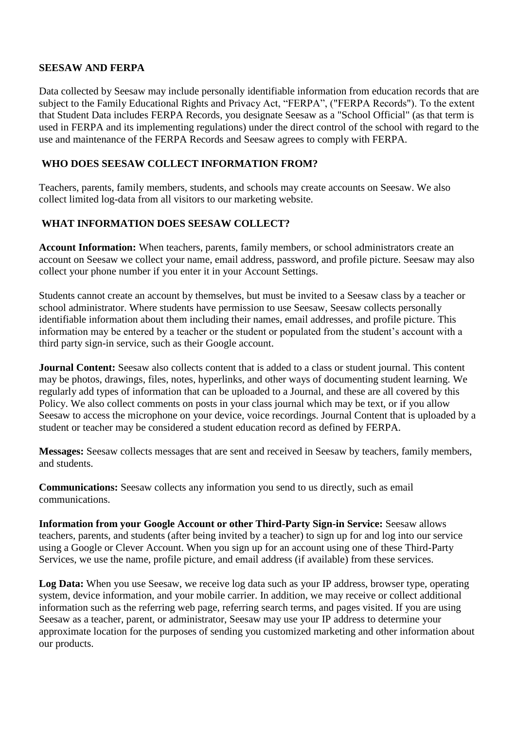## SEESAW AND FERPA

Data collected by Seesaw may include personally identifiable information from education records that are subject to the Family Educational Rights and Privacy Act, "FERPA", ("FERPA Records"). To the extent that Student Data includes FERPA Records, you designate Seesaw as a "School Official" (as that term is used in FERPA and its implementing regulations) under the direct control of the school with regard to the use and maintenance of the FERPA Records and Seesaw agrees to comply with FERPA.

## WHO DOES SEESAW COLLECT INFORMATION FROM?

Teachers, parents, family members, students, and schools may create accounts on Seesaw. We also collect limited log-data from all visitors to our marketing website.

## WHAT INFORMATION DOES SEESAW COLLECT?

**Account Information:** When teachers, parents, family members, or school administrators create an account on Seesaw we collect your name, email address, password, and profile picture. Seesaw may also collect your phone number if you enter it in your Account Settings.

Students cannot create an account by themselves, but must be invited to a Seesaw class by a teacher or school administrator. Where students have permission to use Seesaw, Seesaw collects personally identifiable information about them including their names, email addresses, and profile picture. This information may be entered by a teacher or the student or populated from the student's account with a third party sign-in service, such as their Google account.

**Journal Content:** Seesaw also collects content that is added to a class or student journal. This content may be photos, drawings, files, notes, hyperlinks, and other ways of documenting student learning. We regularly add types of information that can be uploaded to a Journal, and these are all covered by this Policy. We also collect comments on posts in your class journal which may be text, or if you allow Seesaw to access the microphone on your device, voice recordings. Journal Content that is uploaded by a student or teacher may be considered a student education record as defined by FERPA.

**Messages:** Seesaw collects messages that are sent and received in Seesaw by teachers, family members, and students.

**Communications:** Seesaw collects any information you send to us directly, such as email communications.

**Information from your Google Account or other Third-Party Sign-in Service:** Seesaw allows teachers, parents, and students (after being invited by a teacher) to sign up for and log into our service using a Google or Clever Account. When you sign up for an account using one of these Third-Party Services, we use the name, profile picture, and email address (if available) from these services.

**Log Data:** When you use Seesaw, we receive log data such as your IP address, browser type, operating system, device information, and your mobile carrier. In addition, we may receive or collect additional information such as the referring web page, referring search terms, and pages visited. If you are using Seesaw as a teacher, parent, or administrator, Seesaw may use your IP address to determine your approximate location for the purposes of sending you customized marketing and other information about our products.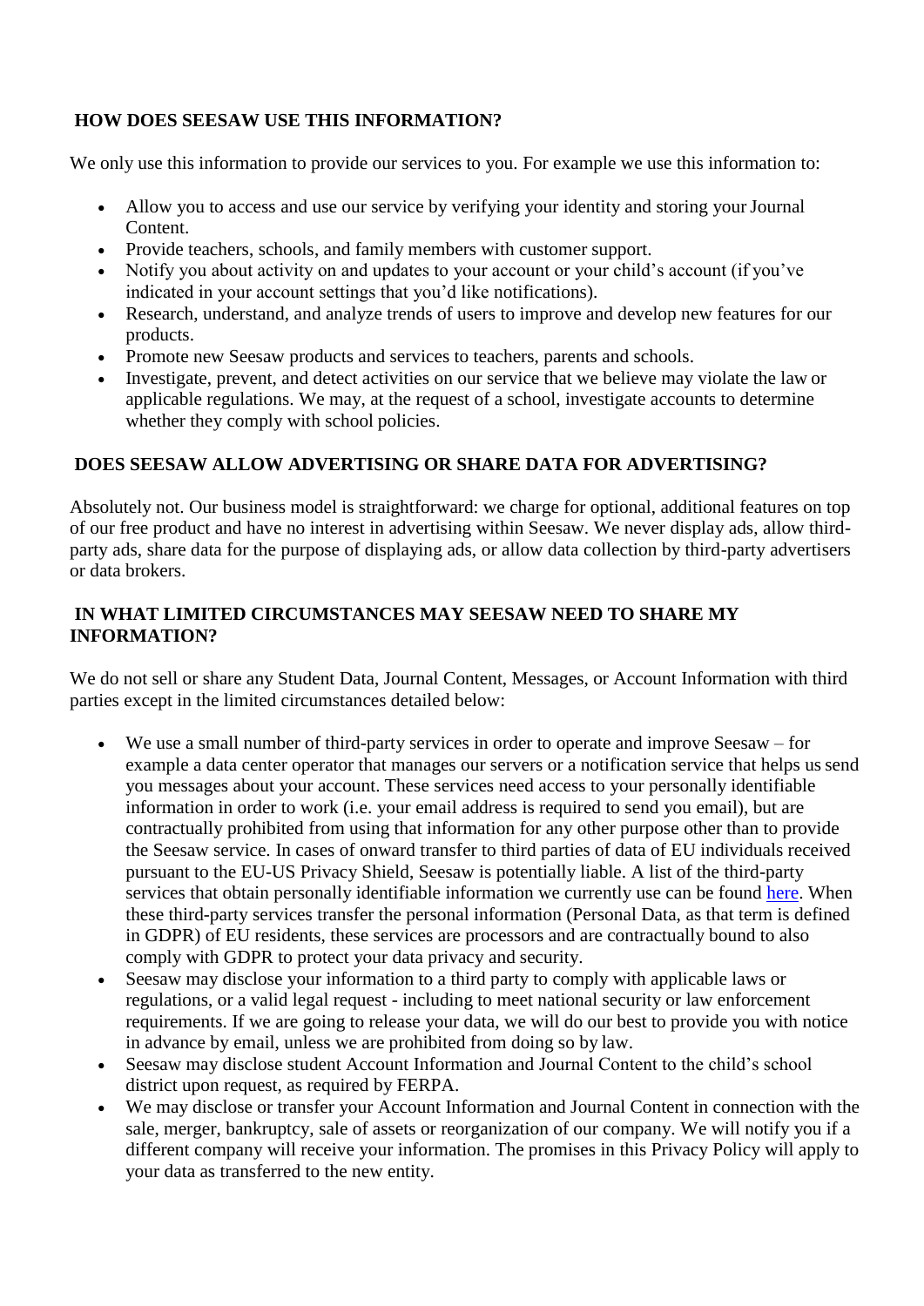### HOW DOES SEESAW USE THIS INFORMATION?

We only use this information to provide our services to you. For example we use this information to:

- Allow you to access and use our service by verifying your identity and storing your Journal Content.
- Provide teachers, schools, and family members with customer support.
- Notify you about activity on and updates to your account or your child's account (if you've indicated in your account settings that you'd like notifications).
- Research, understand, and analyze trends of users to improve and develop new features for our products.
- Promote new Seesaw products and services to teachers, parents and schools.
- Investigate, prevent, and detect activities on our service that we believe may violate the law or applicable regulations. We may, at the request of a school, investigate accounts to determine whether they comply with school policies.

### DOES SEESAW ALLOW ADVERTISING OR SHARE DATA FOR ADVERTISING?

Absolutely not. Our business model is straightforward: we charge for optional, additional features on top of our free product and have no interest in advertising within Seesaw. We never display ads, allow third-party ads, share data for the purpose of displaying ads, or allow data collection by third-party advertisers or data brokers.

### IN WHAT LIMITED CIRCUMSTANCES MAY SEESAW NEED TO SHARE MY INFORMATION?

We do not sell or share any Student Data, Journal Content, Messages, or Account Information with third parties except in the limited circumstances detailed below:

- We use a small number of third-party services in order to operate and improve Seesaw – for example a data center operator that manages our servers or a notification service that helps us send you messages about your account. These services need access to your personally identifiable information in order to work (i.e. your email address is required to send you email), but are contractually prohibited from using that information for any other purpose other than to provide the Seesaw service. In cases of onward transfer to third parties of data of EU individuals received pursuant to the EU-US Privacy Shield, Seesaw is potentially liable. A list of the third-party services that obtain personally identifiable information we currently use can be found here. When these third-party services transfer the personal information (Personal Data, as that term is defined in GDPR) of EU residents, these services are processors and are contractually bound to also comply with GDPR to protect your data privacy and security.
- Seesaw may disclose your information to a third party to comply with applicable laws or regulations, or a valid legal request - including to meet national security or law enforcement requirements. If we are going to release your data, we will do our best to provide you with notice in advance by email, unless we are prohibited from doing so by law.
- Seesaw may disclose student Account Information and Journal Content to the child's school district upon request, as required by FERPA.
- We may disclose or transfer your Account Information and Journal Content in connection with the sale, merger, bankruptcy, sale of assets or reorganization of our company. We will notify you if a different company will receive your information. The promises in this Privacy Policy will apply to your data as transferred to the new entity.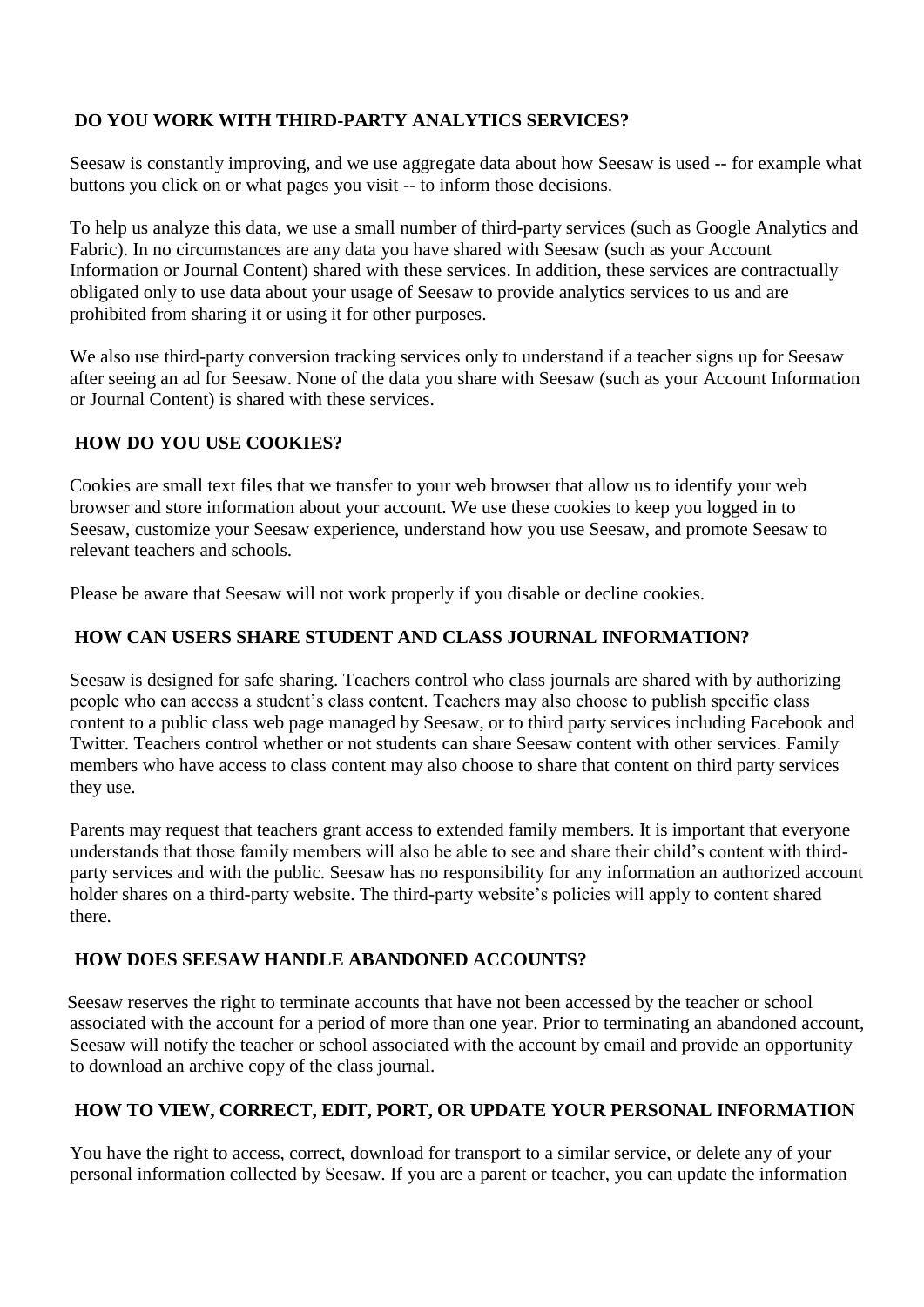## DO YOU WORK WITH THIRD-PARTY ANALYTICS SERVICES?

Seesaw is constantly improving, and we use aggregate data about how Seesaw is used -- for example what buttons you click on or what pages you visit -- to inform those decisions.

To help us analyze this data, we use a small number of third-party services (such as Google Analytics and Fabric). In no circumstances are any data you have shared with Seesaw (such as your Account Information or Journal Content) shared with these services. In addition, these services are contractually obligated only to use data about your usage of Seesaw to provide analytics services to us and are prohibited from sharing it or using it for other purposes.

We also use third-party conversion tracking services only to understand if a teacher signs up for Seesaw after seeing an ad for Seesaw. None of the data you share with Seesaw (such as your Account Information or Journal Content) is shared with these services.

## HOW DO YOU USE COOKIES?

Cookies are small text files that we transfer to your web browser that allow us to identify your web browser and store information about your account. We use these cookies to keep you logged in to Seesaw, customize your Seesaw experience, understand how you use Seesaw, and promote Seesaw to relevant teachers and schools.

Please be aware that Seesaw will not work properly if you disable or decline cookies.

## HOW CAN USERS SHARE STUDENT AND CLASS JOURNAL INFORMATION?

Seesaw is designed for safe sharing. Teachers control who class journals are shared with by authorizing people who can access a student's class content. Teachers may also choose to publish specific class content to a public class web page managed by Seesaw, or to third party services including Facebook and Twitter. Teachers control whether or not students can share Seesaw content with other services. Family members who have access to class content may also choose to share that content on third party services they use.

Parents may request that teachers grant access to extended family members. It is important that everyone understands that those family members will also be able to see and share their child's content with third-party services and with the public. Seesaw has no responsibility for any information an authorized account holder shares on a third-party website. The third-party website's policies will apply to content shared there.

## HOW DOES SEESAW HANDLE ABANDONED ACCOUNTS?

Seesaw reserves the right to terminate accounts that have not been accessed by the teacher or school associated with the account for a period of more than one year. Prior to terminating an abandoned account, Seesaw will notify the teacher or school associated with the account by email and provide an opportunity to download an archive copy of the class journal.

## HOW TO VIEW, CORRECT, EDIT, PORT, OR UPDATE YOUR PERSONAL INFORMATION

You have the right to access, correct, download for transport to a similar service, or delete any of your personal information collected by Seesaw. If you are a parent or teacher, you can update the information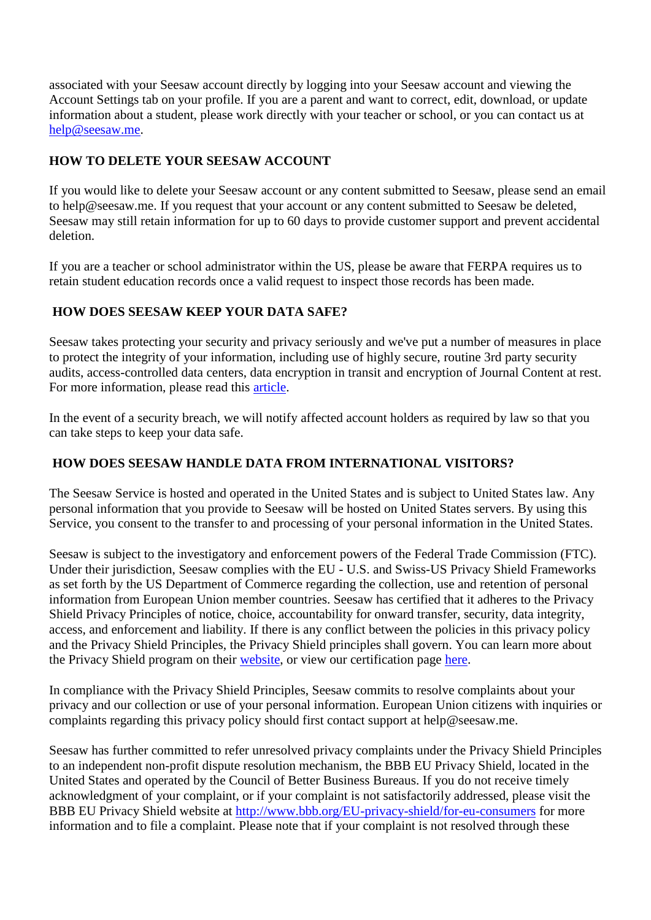associated with your Seesaw account directly by logging into your Seesaw account and viewing the Account Settings tab on your profile. If you are a parent and want to correct, edit, download, or update information about a student, please work directly with your teacher or school, or you can contact us at [help@seesaw.me](mailto:help@seesaw.me).

## HOW TO DELETE YOUR SEESAW ACCOUNT

If you would like to delete your Seesaw account or any content submitted to Seesaw, please send an email to help@seesaw.me. If you request that your account or any content submitted to Seesaw be deleted, Seesaw may still retain information for up to 60 days to provide customer support and prevent accidental deletion.

If you are a teacher or school administrator within the US, please be aware that FERPA requires us to retain student education records once a valid request to inspect those records has been made.

## HOW DOES SEESAW KEEP YOUR DATA SAFE?

Seesaw takes protecting your security and privacy seriously and we've put a number of measures in place to protect the integrity of your information, including use of highly secure, routine 3rd party security audits, access-controlled data centers, data encryption in transit and encryption of Journal Content at rest. For more information, please read this article.

In the event of a security breach, we will notify affected account holders as required by law so that you can take steps to keep your data safe.

## HOW DOES SEESAW HANDLE DATA FROM INTERNATIONAL VISITORS?

The Seesaw Service is hosted and operated in the United States and is subject to United States law. Any personal information that you provide to Seesaw will be hosted on United States servers. By using this Service, you consent to the transfer to and processing of your personal information in the United States.

Seesaw is subject to the investigatory and enforcement powers of the Federal Trade Commission (FTC). Under their jurisdiction, Seesaw complies with the EU - U.S. and Swiss-US Privacy Shield Frameworks as set forth by the US Department of Commerce regarding the collection, use and retention of personal information from European Union member countries. Seesaw has certified that it adheres to the Privacy Shield Privacy Principles of notice, choice, accountability for onward transfer, security, data integrity, access, and enforcement and liability. If there is any conflict between the policies in this privacy policy and the Privacy Shield Principles, the Privacy Shield principles shall govern. You can learn more about the Privacy Shield program on their website, or view our certification page here.

In compliance with the Privacy Shield Principles, Seesaw commits to resolve complaints about your privacy and our collection or use of your personal information. European Union citizens with inquiries or complaints regarding this privacy policy should first contact support at help@seesaw.me.

Seesaw has further committed to refer unresolved privacy complaints under the Privacy Shield Principles to an independent non-profit dispute resolution mechanism, the BBB EU Privacy Shield, located in the United States and operated by the Council of Better Business Bureaus. If you do not receive timely acknowledgment of your complaint, or if your complaint is not satisfactorily addressed, please visit the BBB EU Privacy Shield website at [http://www.bbb.org/EU-privacy-shield/for-eu-consumers](http://www.bbb.org/EU-privacy-shield/for-eu-consumers) for more information and to file a complaint. Please note that if your complaint is not resolved through these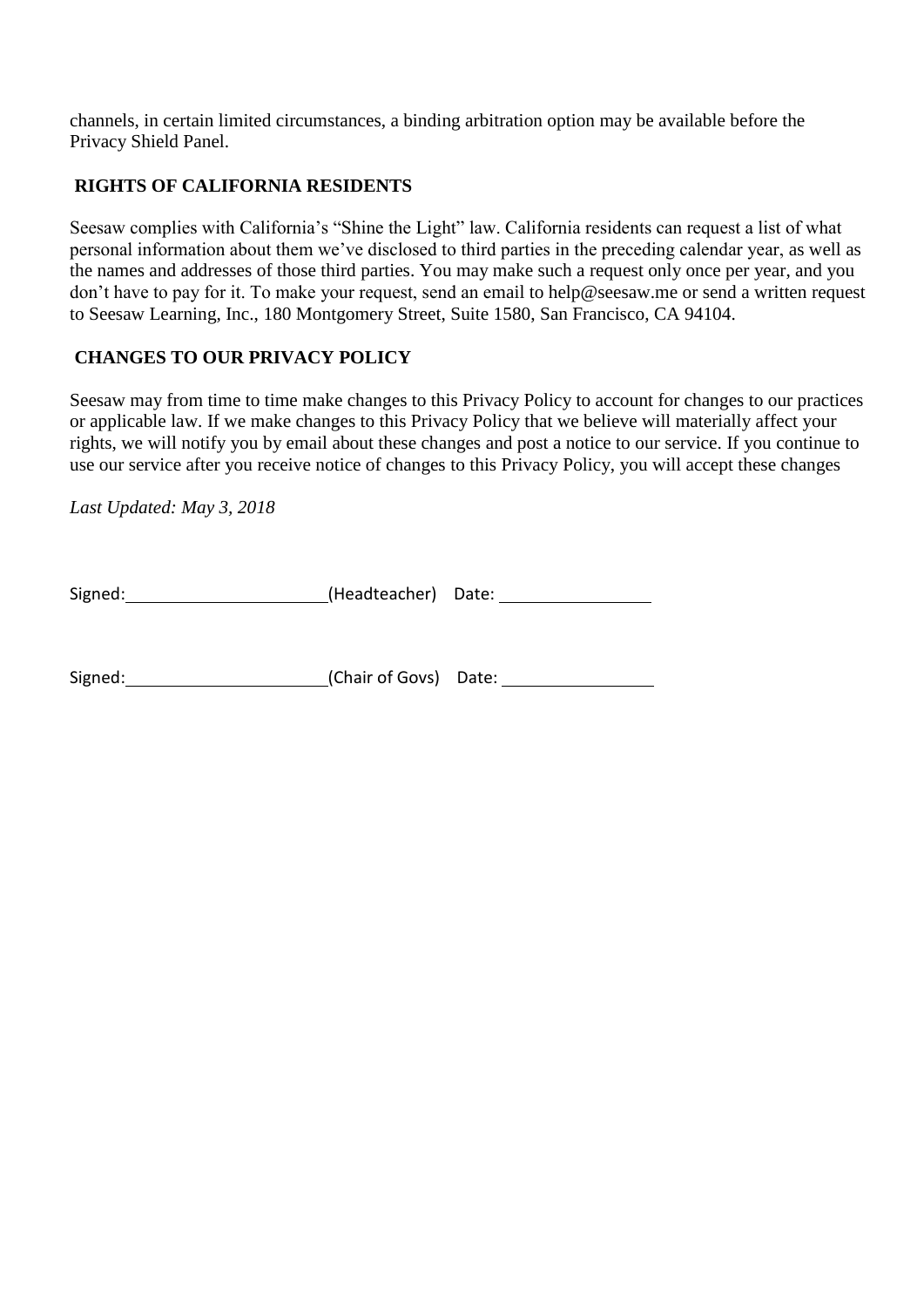channels, in certain limited circumstances, a binding arbitration option may be available before the Privacy Shield Panel.

## RIGHTS OF CALIFORNIA RESIDENTS

Seesaw complies with California's "Shine the Light" law. California residents can request a list of what personal information about them we've disclosed to third parties in the preceding calendar year, as well as the names and addresses of those third parties. You may make such a request only once per year, and you don't have to pay for it. To make your request, send an email to help@seesaw.me or send a written request to Seesaw Learning, Inc., 180 Montgomery Street, Suite 1580, San Francisco, CA 94104.

## CHANGES TO OUR PRIVACY POLICY

Seesaw may from time to time make changes to this Privacy Policy to account for changes to our practices or applicable law. If we make changes to this Privacy Policy that we believe will materially affect your rights, we will notify you by email about these changes and post a notice to our service. If you continue to use our service after you receive notice of changes to this Privacy Policy, you will accept these changes

*Last Updated: May 3, 2018*

Signed: ______________________ (Headteacher) Date: ________________

Signed: ______________________ (Chair of Govs) Date: ________________